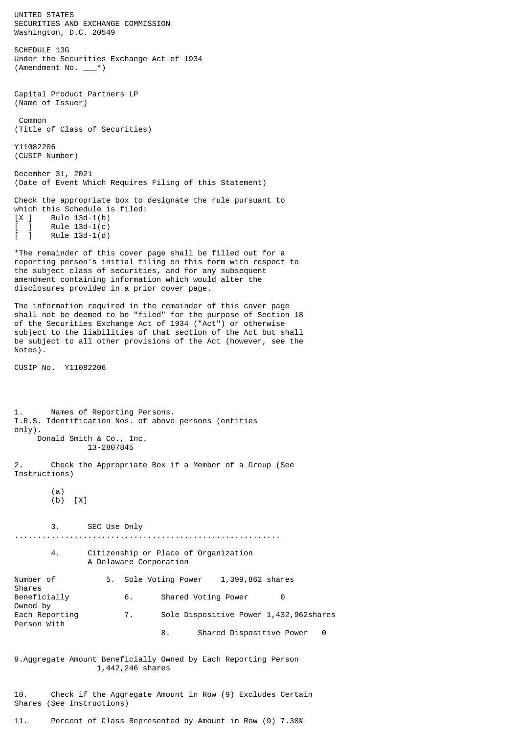UNITED STATES
SECURITIES AND EXCHANGE COMMISSION
Washington, D.C. 20549

SCHEDULE 13G
Under the Securities Exchange Act of 1934
(Amendment No. ___*)

Capital Product Partners LP
(Name of Issuer)

Common
(Title of Class of Securities)

Y11082206
(CUSIP Number)

December 31, 2021
(Date of Event Which Requires Filing of this Statement)

Check the appropriate box to designate the rule pursuant to which this Schedule is filed:
[X ] Rule 13d-1(b)
[ ] Rule 13d-1(c)
[ ] Rule 13d-1(d)

*The remainder of this cover page shall be filled out for a reporting person's initial filing on this form with respect to the subject class of securities, and for any subsequent amendment containing information which would alter the disclosures provided in a prior cover page.

The information required in the remainder of this cover page shall not be deemed to be "filed" for the purpose of Section 18 of the Securities Exchange Act of 1934 ("Act") or otherwise subject to the liabilities of that section of the Act but shall be subject to all other provisions of the Act (however, see the Notes).

CUSIP No. Y11082206

1. Names of Reporting Persons.
I.R.S. Identification Nos. of above persons (entities only).
Donald Smith & Co., Inc.
13-2807845

2. Check the Appropriate Box if a Member of a Group (See Instructions)

(a)
(b) [X]

3. SEC Use Only
.........................................................

4. Citizenship or Place of Organization
A Delaware Corporation

| Number of Shares Beneficially Owned by Each Reporting Person With | |
|---|---|
| 5. Sole Voting Power | 1,399,862 shares |
| 6. Shared Voting Power | 0 |
| 7. Sole Dispositive Power | 1,432,962shares |
| 8. Shared Dispositive Power | 0 |

9. Aggregate Amount Beneficially Owned by Each Reporting Person
1,442,246 shares

10. Check if the Aggregate Amount in Row (9) Excludes Certain Shares (See Instructions)

11. Percent of Class Represented by Amount in Row (9) 7.30%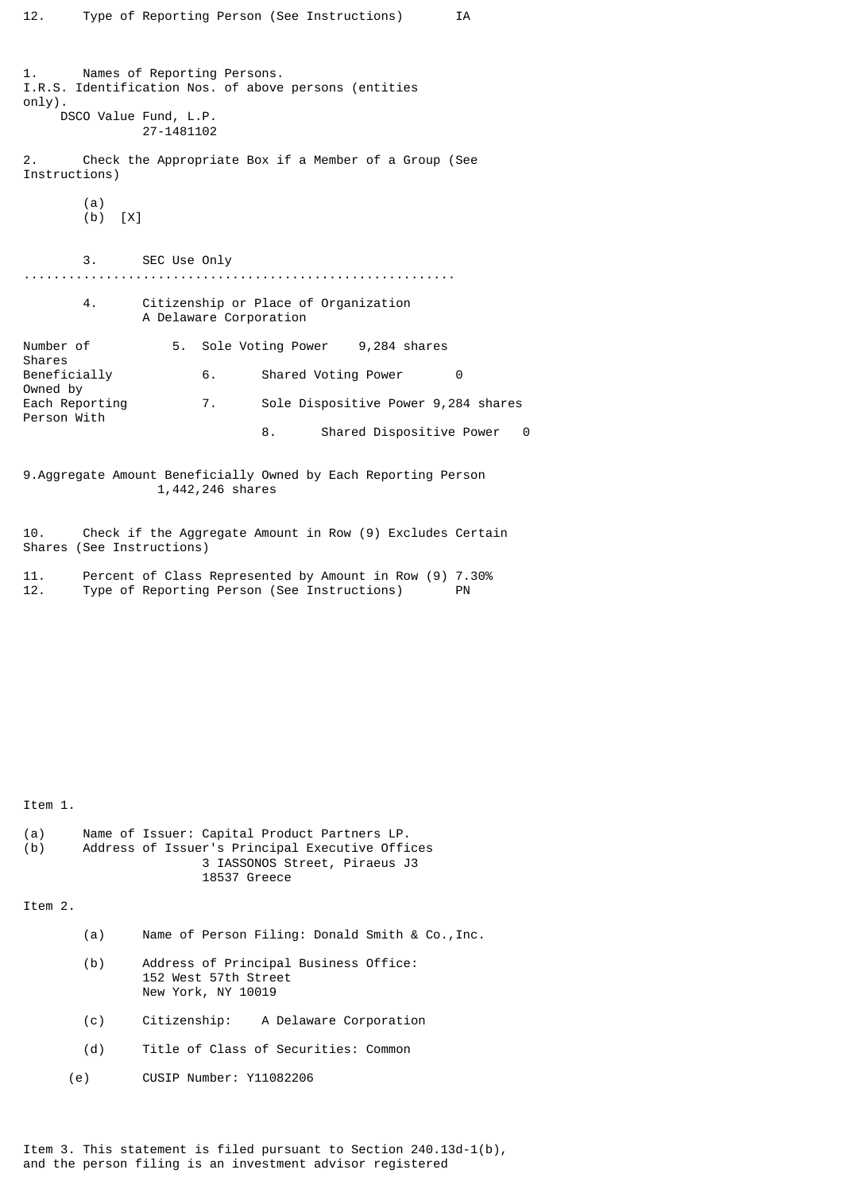12. Type of Reporting Person (See Instructions) IA

1. Names of Reporting Persons.
I.R.S. Identification Nos. of above persons (entities only).
DSCO Value Fund, L.P.
27-1481102

2. Check the Appropriate Box if a Member of a Group (See Instructions)

(a)
(b) [X]

3. SEC Use Only
.........................................................

4. Citizenship or Place of Organization
A Delaware Corporation

| Number of Shares Beneficially Owned by Each Reporting Person With | | |
|---|---|---|
| | 5. Sole Voting Power | 9,284 shares |
| | 6. Shared Voting Power | 0 |
| | 7. Sole Dispositive Power | 9,284 shares |
| | 8. Shared Dispositive Power | 0 |

9. Aggregate Amount Beneficially Owned by Each Reporting Person
1,442,246 shares

10. Check if the Aggregate Amount in Row (9) Excludes Certain Shares (See Instructions)

11. Percent of Class Represented by Amount in Row (9) 7.30%
12. Type of Reporting Person (See Instructions) PN

Item 1.

(a) Name of Issuer: Capital Product Partners LP.
(b) Address of Issuer's Principal Executive Offices
3 IASSONOS Street, Piraeus J3
18537 Greece

Item 2.

(a) Name of Person Filing: Donald Smith & Co.,Inc.

(b) Address of Principal Business Office:
152 West 57th Street
New York, NY 10019

(c) Citizenship: A Delaware Corporation

(d) Title of Class of Securities: Common

(e) CUSIP Number: Y11082206

Item 3. This statement is filed pursuant to Section 240.13d-1(b), and the person filing is an investment advisor registered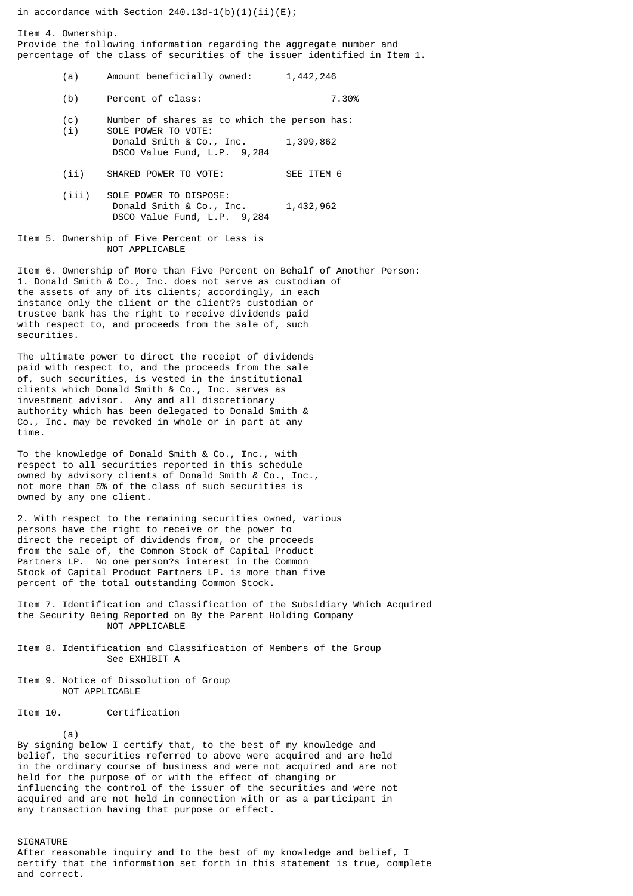in accordance with Section 240.13d-1(b)(1)(ii)(E);

Item 4. Ownership.
Provide the following information regarding the aggregate number and percentage of the class of securities of the issuer identified in Item 1.

(a) Amount beneficially owned: 1,442,246

(b) Percent of class: 7.30%

(c) Number of shares as to which the person has:

(i) SOLE POWER TO VOTE:
Donald Smith & Co., Inc. 1,399,862
DSCO Value Fund, L.P. 9,284

(ii) SHARED POWER TO VOTE: SEE ITEM 6

(iii) SOLE POWER TO DISPOSE:
Donald Smith & Co., Inc. 1,432,962
DSCO Value Fund, L.P. 9,284

Item 5. Ownership of Five Percent or Less is
NOT APPLICABLE

Item 6. Ownership of More than Five Percent on Behalf of Another Person:
1. Donald Smith & Co., Inc. does not serve as custodian of the assets of any of its clients; accordingly, in each instance only the client or the client?s custodian or trustee bank has the right to receive dividends paid with respect to, and proceeds from the sale of, such securities.

The ultimate power to direct the receipt of dividends paid with respect to, and the proceeds from the sale of, such securities, is vested in the institutional clients which Donald Smith & Co., Inc. serves as investment advisor. Any and all discretionary authority which has been delegated to Donald Smith & Co., Inc. may be revoked in whole or in part at any time.

To the knowledge of Donald Smith & Co., Inc., with respect to all securities reported in this schedule owned by advisory clients of Donald Smith & Co., Inc., not more than 5% of the class of such securities is owned by any one client.

2. With respect to the remaining securities owned, various persons have the right to receive or the power to direct the receipt of dividends from, or the proceeds from the sale of, the Common Stock of Capital Product Partners LP. No one person?s interest in the Common Stock of Capital Product Partners LP. is more than five percent of the total outstanding Common Stock.

Item 7. Identification and Classification of the Subsidiary Which Acquired the Security Being Reported on By the Parent Holding Company
NOT APPLICABLE

Item 8. Identification and Classification of Members of the Group
See EXHIBIT A

Item 9. Notice of Dissolution of Group
NOT APPLICABLE

Item 10. Certification

(a)
By signing below I certify that, to the best of my knowledge and belief, the securities referred to above were acquired and are held in the ordinary course of business and were not acquired and are not held for the purpose of or with the effect of changing or influencing the control of the issuer of the securities and were not acquired and are not held in connection with or as a participant in any transaction having that purpose or effect.

SIGNATURE
After reasonable inquiry and to the best of my knowledge and belief, I certify that the information set forth in this statement is true, complete and correct.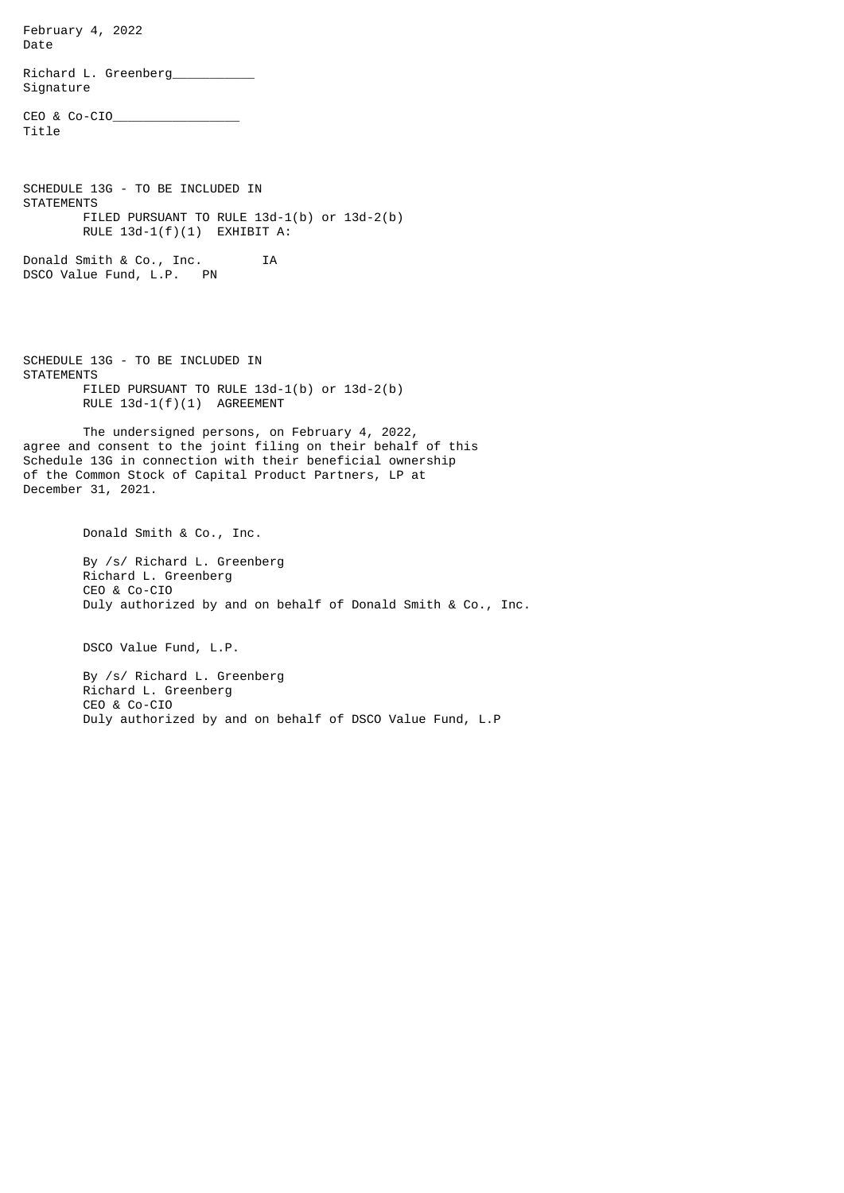February 4, 2022
Date

Richard L. Greenberg___________
Signature

CEO & Co-CIO_________________
Title

SCHEDULE 13G - TO BE INCLUDED IN STATEMENTS
FILED PURSUANT TO RULE 13d-1(b) or 13d-2(b)
RULE 13d-1(f)(1) EXHIBIT A:

Donald Smith & Co., Inc. IA
DSCO Value Fund, L.P. PN

SCHEDULE 13G - TO BE INCLUDED IN STATEMENTS
FILED PURSUANT TO RULE 13d-1(b) or 13d-2(b)
RULE 13d-1(f)(1) AGREEMENT

The undersigned persons, on February 4, 2022, agree and consent to the joint filing on their behalf of this Schedule 13G in connection with their beneficial ownership of the Common Stock of Capital Product Partners, LP at December 31, 2021.

Donald Smith & Co., Inc.

By /s/ Richard L. Greenberg
Richard L. Greenberg
CEO & Co-CIO
Duly authorized by and on behalf of Donald Smith & Co., Inc.

DSCO Value Fund, L.P.

By /s/ Richard L. Greenberg
Richard L. Greenberg
CEO & Co-CIO
Duly authorized by and on behalf of DSCO Value Fund, L.P